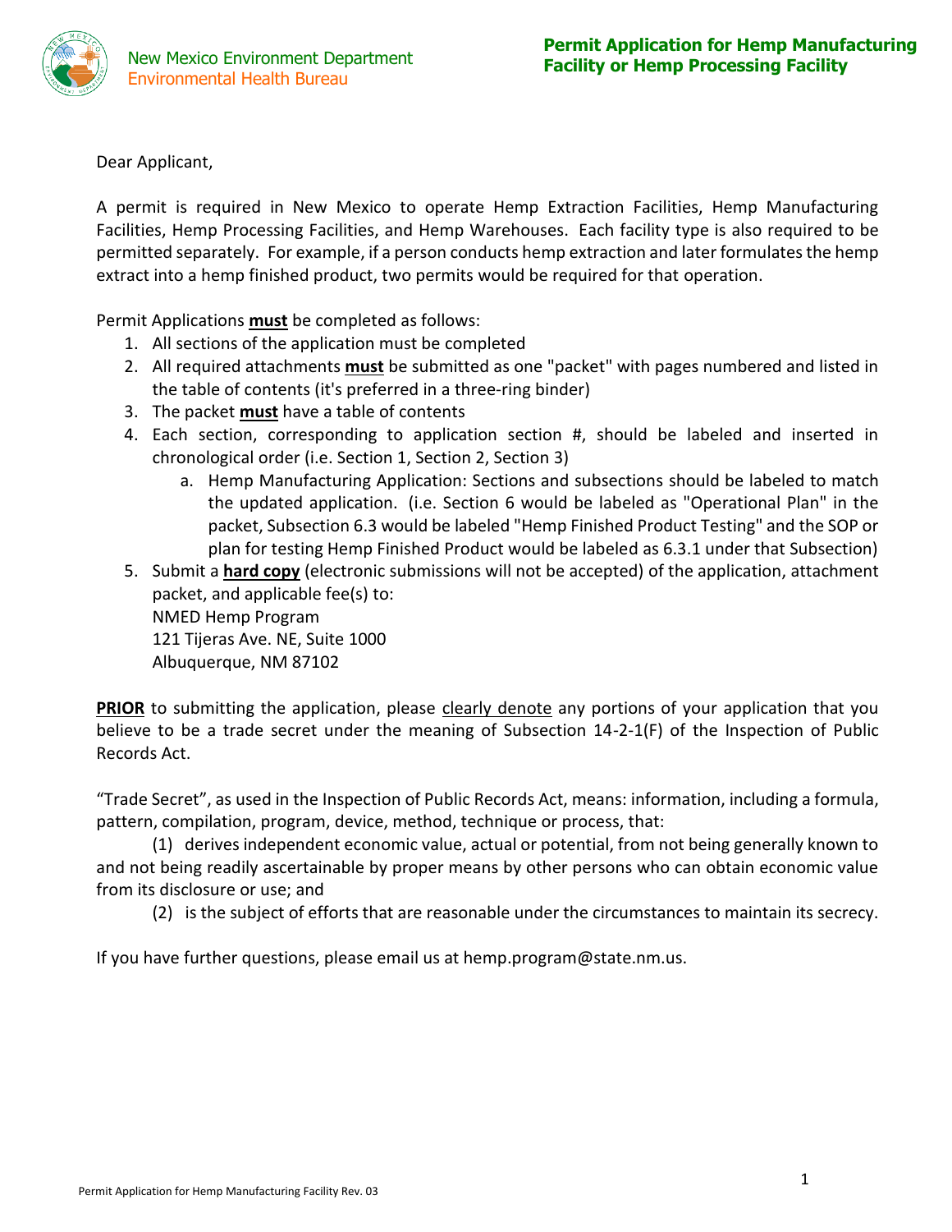New Mexico Environment Department
Environmental Health Bureau

# Permit Application for Hemp Manufacturing Facility or Hemp Processing Facility

Dear Applicant,

A permit is required in New Mexico to operate Hemp Extraction Facilities, Hemp Manufacturing Facilities, Hemp Processing Facilities, and Hemp Warehouses. Each facility type is also required to be permitted separately. For example, if a person conducts hemp extraction and later formulates the hemp extract into a hemp finished product, two permits would be required for that operation.

Permit Applications **must** be completed as follows:

1. All sections of the application must be completed
2. All required attachments **must** be submitted as one "packet" with pages numbered and listed in the table of contents (it's preferred in a three-ring binder)
3. The packet **must** have a table of contents
4. Each section, corresponding to application section #, should be labeled and inserted in chronological order (i.e. Section 1, Section 2, Section 3)
   a. Hemp Manufacturing Application: Sections and subsections should be labeled to match the updated application. (i.e. Section 6 would be labeled as "Operational Plan" in the packet, Subsection 6.3 would be labeled "Hemp Finished Product Testing" and the SOP or plan for testing Hemp Finished Product would be labeled as 6.3.1 under that Subsection)
5. Submit a **hard copy** (electronic submissions will not be accepted) of the application, attachment packet, and applicable fee(s) to:
   NMED Hemp Program
   121 Tijeras Ave. NE, Suite 1000
   Albuquerque, NM 87102

**PRIOR** to submitting the application, please clearly denote any portions of your application that you believe to be a trade secret under the meaning of Subsection 14-2-1(F) of the Inspection of Public Records Act.

"Trade Secret", as used in the Inspection of Public Records Act, means: information, including a formula, pattern, compilation, program, device, method, technique or process, that:

(1) derives independent economic value, actual or potential, from not being generally known to and not being readily ascertainable by proper means by other persons who can obtain economic value from its disclosure or use; and

(2) is the subject of efforts that are reasonable under the circumstances to maintain its secrecy.

If you have further questions, please email us at hemp.program@state.nm.us.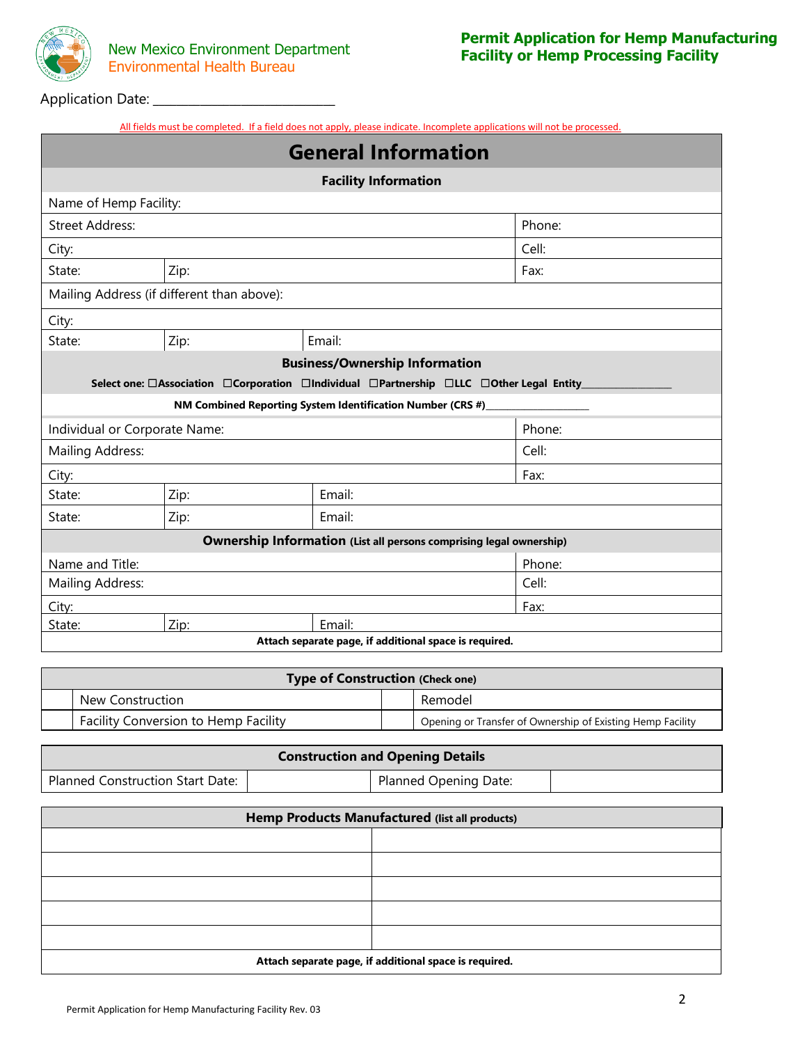New Mexico Environment Department
Environmental Health Bureau

**Permit Application for Hemp Manufacturing Facility or Hemp Processing Facility**

Application Date: ___________________________

All fields must be completed. If a field does not apply, please indicate. Incomplete applications will not be processed.

## General Information

| **Facility Information** | | |
|---|---|---|
| Name of Hemp Facility: | | |
| Street Address: | | Phone: |
| City: | | Cell: |
| State: | Zip: | Fax: |
| Mailing Address (if different than above): | | |
| City: | | |
| State: | Zip: | Email: |

**Business/Ownership Information**

Select one: ☐Association ☐Corporation ☐Individual ☐Partnership ☐LLC ☐Other Legal Entity_________________

NM Combined Reporting System Identification Number (CRS #)___________________

| | | | |
|---|---|---|---|
| Individual or Corporate Name: | | | Phone: |
| Mailing Address: | | | Cell: |
| City: | | | Fax: |
| State: | Zip: | Email: | |
| State: | Zip: | Email: | |

**Ownership Information** (List all persons comprising legal ownership)

| | | | |
|---|---|---|---|
| Name and Title: | | | Phone: |
| Mailing Address: | | | Cell: |
| City: | | | Fax: |
| State: | Zip: | Email: | |

Attach separate page, if additional space is required.

| **Type of Construction** (Check one) | | | |
|---|---|---|---|
| | New Construction | | Remodel |
| | Facility Conversion to Hemp Facility | | Opening or Transfer of Ownership of Existing Hemp Facility |

| **Construction and Opening Details** | | | |
|---|---|---|---|
| Planned Construction Start Date: | | Planned Opening Date: | |

| **Hemp Products Manufactured** (list all products) | |
|---|---|
| | |
| | |
| | |
| | |
| | |

Attach separate page, if additional space is required.

Permit Application for Hemp Manufacturing Facility Rev. 03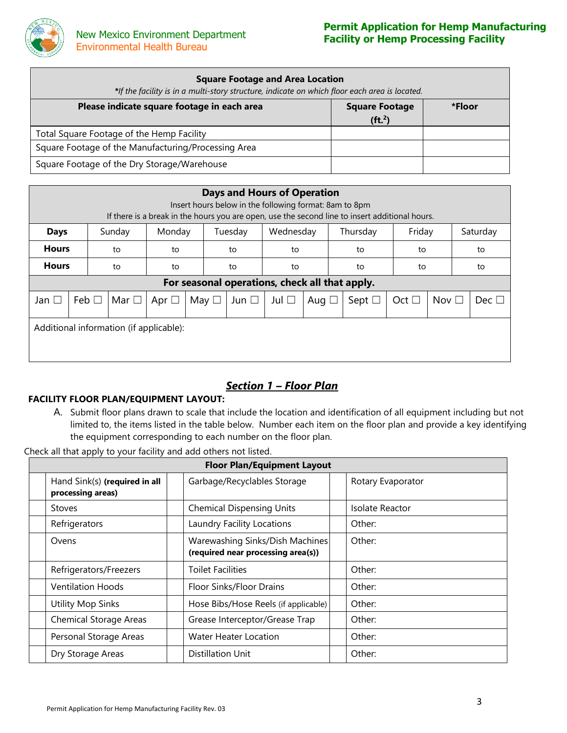| Square Footage and Area Location *If the facility is in a multi-story structure, indicate on which floor each area is located. | | |
|---|---|---|
| **Please indicate square footage in each area** | **Square Footage (ft.$^2$)** | ***Floor** |
| Total Square Footage of the Hemp Facility | | |
| Square Footage of the Manufacturing/Processing Area | | |
| Square Footage of the Dry Storage/Warehouse | | |

| Days and Hours of Operation | | | | | | | |
|---|---|---|---|---|---|---|---|
| Insert hours below in the following format: 8am to 8pm. If there is a break in the hours you are open, use the second line to insert additional hours. | | | | | | | |
| **Days** | Sunday | Monday | Tuesday | Wednesday | Thursday | Friday | Saturday |
| **Hours** | to | to | to | to | to | to | to |
| **Hours** | to | to | to | to | to | to | to |

**For seasonal operations, check all that apply.**

| Jan ☐ | Feb ☐ | Mar ☐ | Apr ☐ | May ☐ | Jun ☐ | Jul ☐ | Aug ☐ | Sept ☐ | Oct ☐ | Nov ☐ | Dec ☐ |
|---|---|---|---|---|---|---|---|---|---|---|---|

Additional information (if applicable):

## *Section 1 – Floor Plan*

**FACILITY FLOOR PLAN/EQUIPMENT LAYOUT:**

A. Submit floor plans drawn to scale that include the location and identification of all equipment including but not limited to, the items listed in the table below. Number each item on the floor plan and provide a key identifying the equipment corresponding to each number on the floor plan.

Check all that apply to your facility and add others not listed.

| Floor Plan/Equipment Layout | | | | | |
|---|---|---|---|---|---|
| | Hand Sink(s) **(required in all processing areas)** | | Garbage/Recyclables Storage | | Rotary Evaporator |
| | Stoves | | Chemical Dispensing Units | | Isolate Reactor |
| | Refrigerators | | Laundry Facility Locations | | Other: |
| | Ovens | | Warewashing Sinks/Dish Machines **(required near processing area(s))** | | Other: |
| | Refrigerators/Freezers | | Toilet Facilities | | Other: |
| | Ventilation Hoods | | Floor Sinks/Floor Drains | | Other: |
| | Utility Mop Sinks | | Hose Bibs/Hose Reels (if applicable) | | Other: |
| | Chemical Storage Areas | | Grease Interceptor/Grease Trap | | Other: |
| | Personal Storage Areas | | Water Heater Location | | Other: |
| | Dry Storage Areas | | Distillation Unit | | Other: |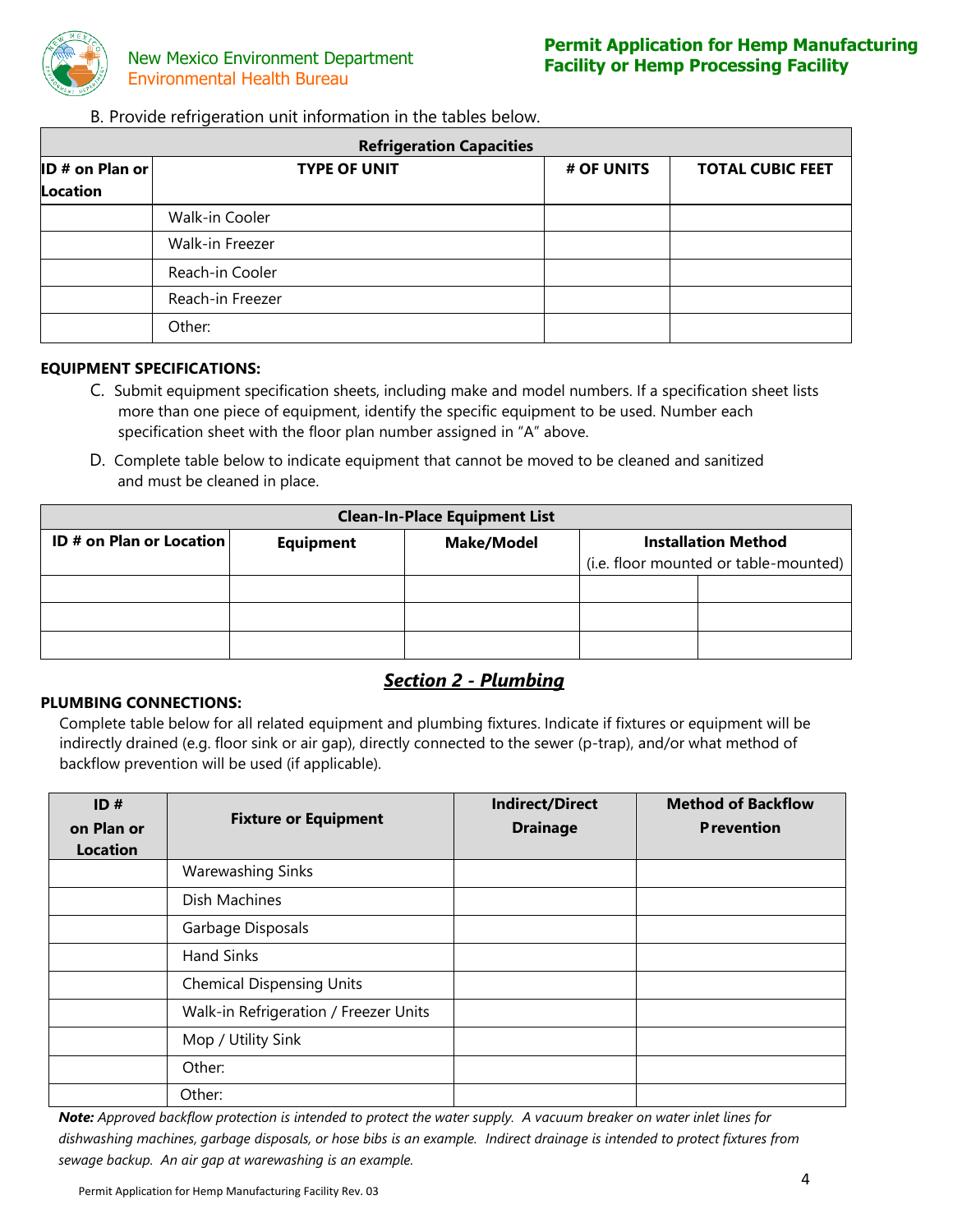B. Provide refrigeration unit information in the tables below.

| Refrigeration Capacities | | | |
|---|---|---|---|
| ID # on Plan or Location | TYPE OF UNIT | # OF UNITS | TOTAL CUBIC FEET |
| | Walk-in Cooler | | |
| | Walk-in Freezer | | |
| | Reach-in Cooler | | |
| | Reach-in Freezer | | |
| | Other: | | |

**EQUIPMENT SPECIFICATIONS:**

C. Submit equipment specification sheets, including make and model numbers. If a specification sheet lists more than one piece of equipment, identify the specific equipment to be used. Number each specification sheet with the floor plan number assigned in "A" above.

D. Complete table below to indicate equipment that cannot be moved to be cleaned and sanitized and must be cleaned in place.

| Clean-In-Place Equipment List | | | | |
|---|---|---|---|---|
| ID # on Plan or Location | Equipment | Make/Model | Installation Method (i.e. floor mounted or table-mounted) | |
| | | | | |
| | | | | |
| | | | | |

## *Section 2 - Plumbing*

**PLUMBING CONNECTIONS:**

Complete table below for all related equipment and plumbing fixtures. Indicate if fixtures or equipment will be indirectly drained (e.g. floor sink or air gap), directly connected to the sewer (p-trap), and/or what method of backflow prevention will be used (if applicable).

| ID # on Plan or Location | Fixture or Equipment | Indirect/Direct Drainage | Method of Backflow Prevention |
|---|---|---|---|
| | Warewashing Sinks | | |
| | Dish Machines | | |
| | Garbage Disposals | | |
| | Hand Sinks | | |
| | Chemical Dispensing Units | | |
| | Walk-in Refrigeration / Freezer Units | | |
| | Mop / Utility Sink | | |
| | Other: | | |
| | Other: | | |

***Note:*** *Approved backflow protection is intended to protect the water supply. A vacuum breaker on water inlet lines for dishwashing machines, garbage disposals, or hose bibs is an example. Indirect drainage is intended to protect fixtures from sewage backup. An air gap at warewashing is an example.*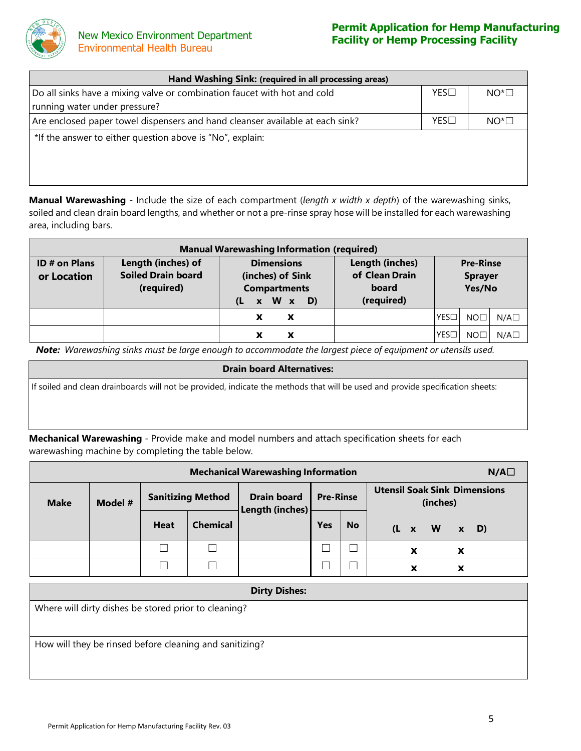| Hand Washing Sink: (required in all processing areas) | | |
|---|---|---|
| Do all sinks have a mixing valve or combination faucet with hot and cold running water under pressure? | YES☐ | NO*☐ |
| Are enclosed paper towel dispensers and hand cleanser available at each sink? | YES☐ | NO*☐ |
| *If the answer to either question above is "No", explain: | | |

**Manual Warewashing** - Include the size of each compartment (*length x width x depth*) of the warewashing sinks, soiled and clean drain board lengths, and whether or not a pre-rinse spray hose will be installed for each warewashing area, including bars.

| Manual Warewashing Information (required) | | | | | | |
|---|---|---|---|---|---|---|
| **ID # on Plans or Location** | **Length (inches) of Soiled Drain board (required)** | **Dimensions (inches) of Sink Compartments (L x W x D)** | **Length (inches) of Clean Drain board (required)** | **Pre-Rinse Sprayer Yes/No** | | |
| | | x x | | YES☐ | NO☐ | N/A☐ |
| | | x x | | YES☐ | NO☐ | N/A☐ |

***Note:*** *Warewashing sinks must be large enough to accommodate the largest piece of equipment or utensils used.*

| Drain board Alternatives: |
|---|
| If soiled and clean drainboards will not be provided, indicate the methods that will be used and provide specification sheets: |

**Mechanical Warewashing** - Provide make and model numbers and attach specification sheets for each warewashing machine by completing the table below.

| Mechanical Warewashing Information N/A☐ | | | | | | | |
|---|---|---|---|---|---|---|---|
| **Make** | **Model #** | **Sanitizing Method** | | **Drain board Length (inches)** | **Pre-Rinse** | | **Utensil Soak Sink Dimensions (inches)** |
| | | **Heat** | **Chemical** | | **Yes** | **No** | **(L x W x D)** |
| | | ☐ | ☐ | | ☐ | ☐ | x x |
| | | ☐ | ☐ | | ☐ | ☐ | x x |

| Dirty Dishes: |
|---|
| Where will dirty dishes be stored prior to cleaning? |
| How will they be rinsed before cleaning and sanitizing? |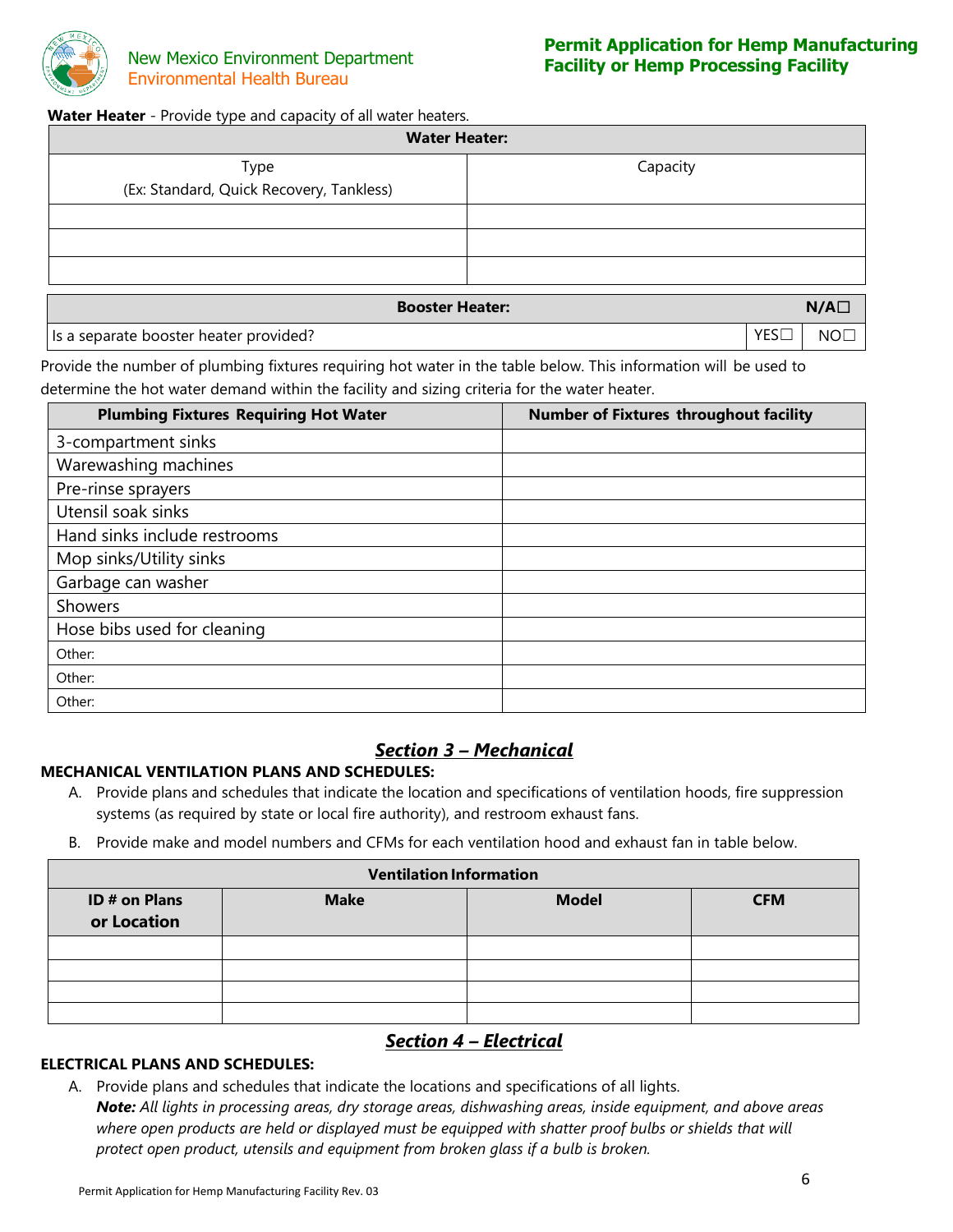**Water Heater** - Provide type and capacity of all water heaters.

| Water Heater: | |
|---|---|
| Type (Ex: Standard, Quick Recovery, Tankless) | Capacity |
| | |
| | |
| | |

| Booster Heater: | | N/A☐ |
|---|---|---|
| Is a separate booster heater provided? | YES☐ | NO☐ |

Provide the number of plumbing fixtures requiring hot water in the table below. This information will be used to determine the hot water demand within the facility and sizing criteria for the water heater.

| Plumbing Fixtures Requiring Hot Water | Number of Fixtures throughout facility |
|---|---|
| 3-compartment sinks | |
| Warewashing machines | |
| Pre-rinse sprayers | |
| Utensil soak sinks | |
| Hand sinks include restrooms | |
| Mop sinks/Utility sinks | |
| Garbage can washer | |
| Showers | |
| Hose bibs used for cleaning | |
| Other: | |
| Other: | |
| Other: | |

## ***Section 3 – Mechanical***

**MECHANICAL VENTILATION PLANS AND SCHEDULES:**

A. Provide plans and schedules that indicate the location and specifications of ventilation hoods, fire suppression systems (as required by state or local fire authority), and restroom exhaust fans.

B. Provide make and model numbers and CFMs for each ventilation hood and exhaust fan in table below.

| Ventilation Information | | | |
|---|---|---|---|
| ID # on Plans or Location | Make | Model | CFM |
| | | | |
| | | | |
| | | | |
| | | | |

## ***Section 4 – Electrical***

**ELECTRICAL PLANS AND SCHEDULES:**

A. Provide plans and schedules that indicate the locations and specifications of all lights.
***Note:*** *All lights in processing areas, dry storage areas, dishwashing areas, inside equipment, and above areas where open products are held or displayed must be equipped with shatter proof bulbs or shields that will protect open product, utensils and equipment from broken glass if a bulb is broken.*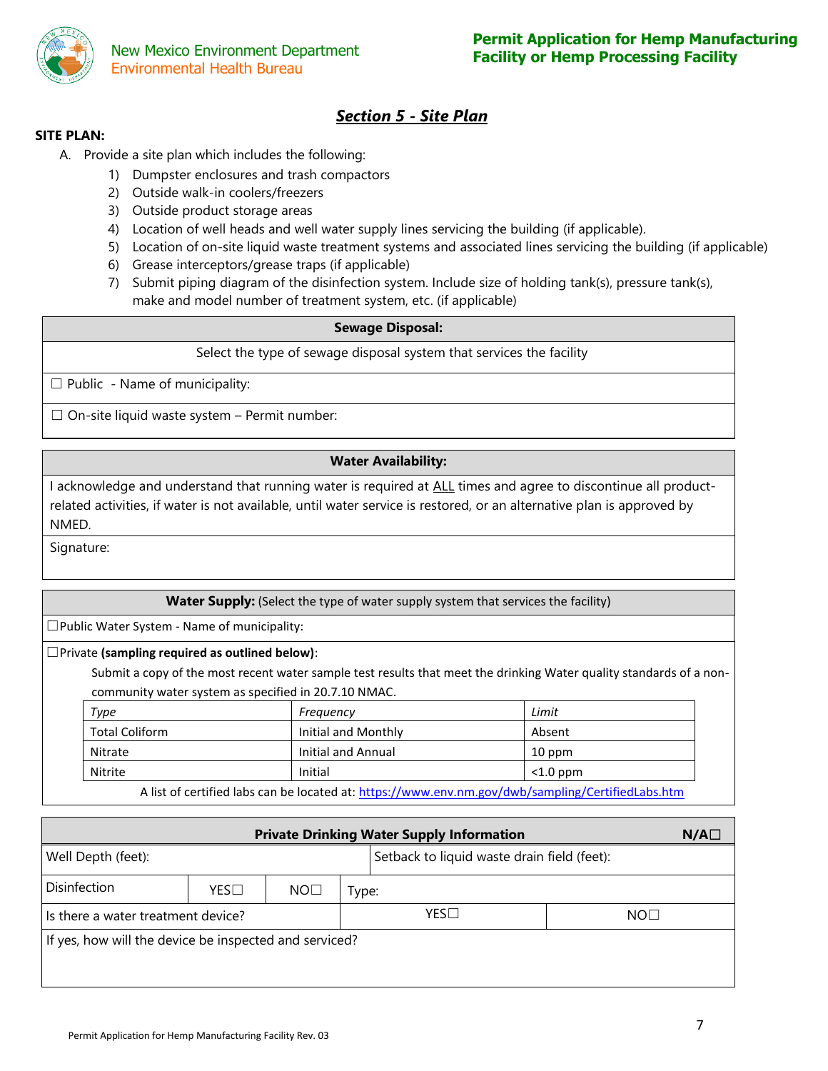## *Section 5 - Site Plan*

**SITE PLAN:**

A. Provide a site plan which includes the following:

1) Dumpster enclosures and trash compactors
2) Outside walk-in coolers/freezers
3) Outside product storage areas
4) Location of well heads and well water supply lines servicing the building (if applicable).
5) Location of on-site liquid waste treatment systems and associated lines servicing the building (if applicable)
6) Grease interceptors/grease traps (if applicable)
7) Submit piping diagram of the disinfection system. Include size of holding tank(s), pressure tank(s), make and model number of treatment system, etc. (if applicable)

| **Sewage Disposal:** |
|---|
| Select the type of sewage disposal system that services the facility |
| ☐ Public - Name of municipality: |
| ☐ On-site liquid waste system – Permit number: |

| **Water Availability:** |
|---|
| I acknowledge and understand that running water is required at ALL times and agree to discontinue all product-related activities, if water is not available, until water service is restored, or an alternative plan is approved by NMED. |
| Signature: |

**Water Supply:** (Select the type of water supply system that services the facility)

☐Public Water System - Name of municipality:

☐Private **(sampling required as outlined below)**:

Submit a copy of the most recent water sample test results that meet the drinking Water quality standards of a non-community water system as specified in 20.7.10 NMAC.

| *Type* | *Frequency* | *Limit* |
|---|---|---|
| Total Coliform | Initial and Monthly | Absent |
| Nitrate | Initial and Annual | 10 ppm |
| Nitrite | Initial | <1.0 ppm |

A list of certified labs can be located at: https://www.env.nm.gov/dwb/sampling/CertifiedLabs.htm

| **Private Drinking Water Supply Information** | | | | N/A☐ |
|---|---|---|---|---|
| Well Depth (feet): | | | Setback to liquid waste drain field (feet): | |
| Disinfection | YES☐ | NO☐ | Type: | |
| Is there a water treatment device? | | | YES☐ | NO☐ |
| If yes, how will the device be inspected and serviced? | | | | |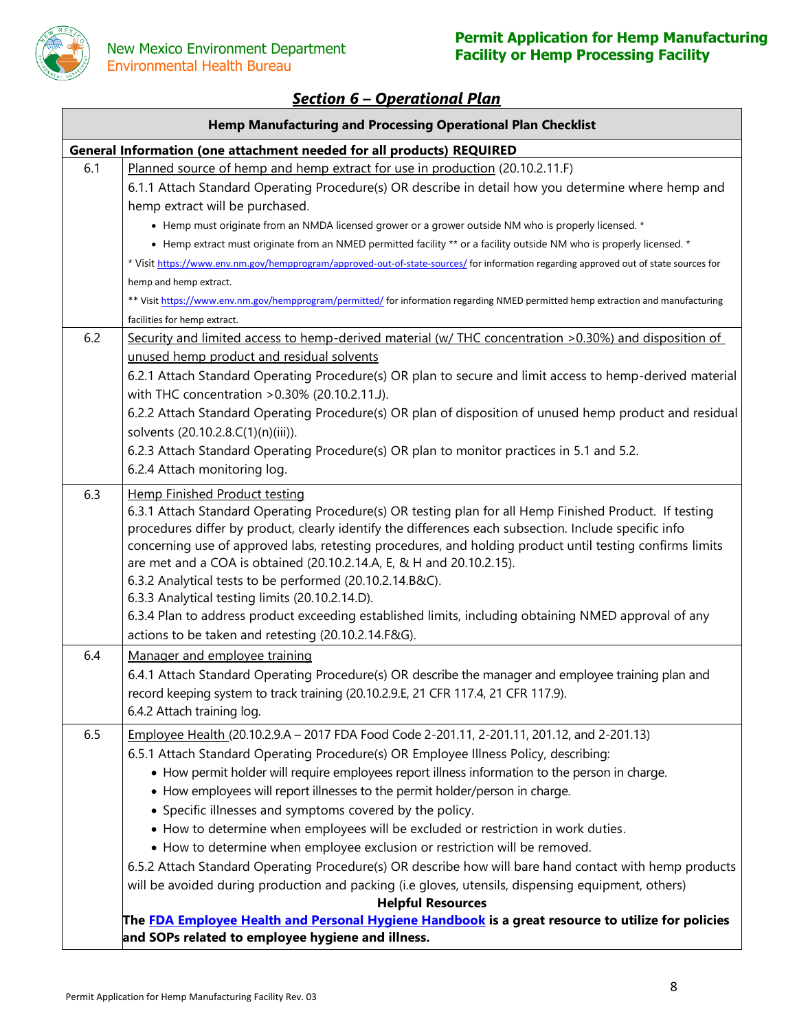## *Section 6 – Operational Plan*

| | Hemp Manufacturing and Processing Operational Plan Checklist |
|---|---|
| **General Information (one attachment needed for all products) REQUIRED** | |
| 6.1 | Planned source of hemp and hemp extract for use in production (20.10.2.11.F)<br>6.1.1 Attach Standard Operating Procedure(s) OR describe in detail how you determine where hemp and hemp extract will be purchased.<br>• Hemp must originate from an NMDA licensed grower or a grower outside NM who is properly licensed. *<br>• Hemp extract must originate from an NMED permitted facility ** or a facility outside NM who is properly licensed. *<br>* Visit https://www.env.nm.gov/hempprogram/approved-out-of-state-sources/ for information regarding approved out of state sources for hemp and hemp extract.<br>** Visit https://www.env.nm.gov/hempprogram/permitted/ for information regarding NMED permitted hemp extraction and manufacturing facilities for hemp extract. |
| 6.2 | Security and limited access to hemp-derived material (w/ THC concentration >0.30%) and disposition of unused hemp product and residual solvents<br>6.2.1 Attach Standard Operating Procedure(s) OR plan to secure and limit access to hemp-derived material with THC concentration >0.30% (20.10.2.11.J).<br>6.2.2 Attach Standard Operating Procedure(s) OR plan of disposition of unused hemp product and residual solvents (20.10.2.8.C(1)(n)(iii)).<br>6.2.3 Attach Standard Operating Procedure(s) OR plan to monitor practices in 5.1 and 5.2.<br>6.2.4 Attach monitoring log. |
| 6.3 | Hemp Finished Product testing<br>6.3.1 Attach Standard Operating Procedure(s) OR testing plan for all Hemp Finished Product. If testing procedures differ by product, clearly identify the differences each subsection. Include specific info concerning use of approved labs, retesting procedures, and holding product until testing confirms limits are met and a COA is obtained (20.10.2.14.A, E, & H and 20.10.2.15).<br>6.3.2 Analytical tests to be performed (20.10.2.14.B&C).<br>6.3.3 Analytical testing limits (20.10.2.14.D).<br>6.3.4 Plan to address product exceeding established limits, including obtaining NMED approval of any actions to be taken and retesting (20.10.2.14.F&G). |
| 6.4 | Manager and employee training<br>6.4.1 Attach Standard Operating Procedure(s) OR describe the manager and employee training plan and record keeping system to track training (20.10.2.9.E, 21 CFR 117.4, 21 CFR 117.9).<br>6.4.2 Attach training log. |
| 6.5 | Employee Health (20.10.2.9.A – 2017 FDA Food Code 2-201.11, 2-201.11, 201.12, and 2-201.13)<br>6.5.1 Attach Standard Operating Procedure(s) OR Employee Illness Policy, describing:<br>• How permit holder will require employees report illness information to the person in charge.<br>• How employees will report illnesses to the permit holder/person in charge.<br>• Specific illnesses and symptoms covered by the policy.<br>• How to determine when employees will be excluded or restriction in work duties.<br>• How to determine when employee exclusion or restriction will be removed.<br>6.5.2 Attach Standard Operating Procedure(s) OR describe how will bare hand contact with hemp products will be avoided during production and packing (i.e gloves, utensils, dispensing equipment, others)<br>**Helpful Resources**<br>**The FDA Employee Health and Personal Hygiene Handbook is a great resource to utilize for policies and SOPs related to employee hygiene and illness.** |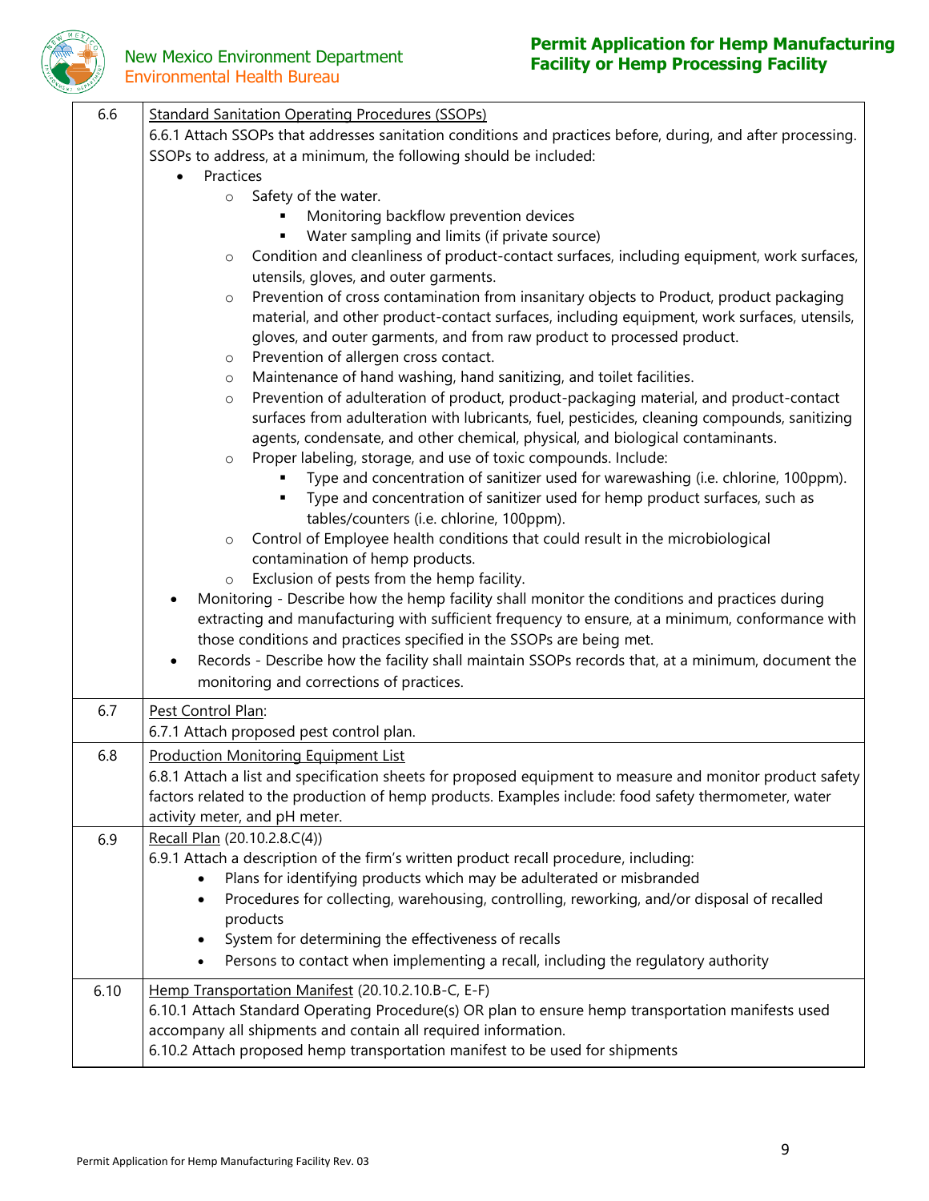| | |
|---|---|
| 6.6 | Standard Sanitation Operating Procedures (SSOPs)<br>6.6.1 Attach SSOPs that addresses sanitation conditions and practices before, during, and after processing. SSOPs to address, at a minimum, the following should be included:<br>• Practices<br>  ○ Safety of the water.<br>    ▪ Monitoring backflow prevention devices<br>    ▪ Water sampling and limits (if private source)<br>  ○ Condition and cleanliness of product-contact surfaces, including equipment, work surfaces, utensils, gloves, and outer garments.<br>  ○ Prevention of cross contamination from insanitary objects to Product, product packaging material, and other product-contact surfaces, including equipment, work surfaces, utensils, gloves, and outer garments, and from raw product to processed product.<br>  ○ Prevention of allergen cross contact.<br>  ○ Maintenance of hand washing, hand sanitizing, and toilet facilities.<br>  ○ Prevention of adulteration of product, product-packaging material, and product-contact surfaces from adulteration with lubricants, fuel, pesticides, cleaning compounds, sanitizing agents, condensate, and other chemical, physical, and biological contaminants.<br>  ○ Proper labeling, storage, and use of toxic compounds. Include:<br>    ▪ Type and concentration of sanitizer used for warewashing (i.e. chlorine, 100ppm).<br>    ▪ Type and concentration of sanitizer used for hemp product surfaces, such as tables/counters (i.e. chlorine, 100ppm).<br>  ○ Control of Employee health conditions that could result in the microbiological contamination of hemp products.<br>  ○ Exclusion of pests from the hemp facility.<br>• Monitoring - Describe how the hemp facility shall monitor the conditions and practices during extracting and manufacturing with sufficient frequency to ensure, at a minimum, conformance with those conditions and practices specified in the SSOPs are being met.<br>• Records - Describe how the facility shall maintain SSOPs records that, at a minimum, document the monitoring and corrections of practices. |
| 6.7 | Pest Control Plan:<br>6.7.1 Attach proposed pest control plan. |
| 6.8 | Production Monitoring Equipment List<br>6.8.1 Attach a list and specification sheets for proposed equipment to measure and monitor product safety factors related to the production of hemp products. Examples include: food safety thermometer, water activity meter, and pH meter. |
| 6.9 | Recall Plan (20.10.2.8.C(4))<br>6.9.1 Attach a description of the firm's written product recall procedure, including:<br>• Plans for identifying products which may be adulterated or misbranded<br>• Procedures for collecting, warehousing, controlling, reworking, and/or disposal of recalled products<br>• System for determining the effectiveness of recalls<br>• Persons to contact when implementing a recall, including the regulatory authority |
| 6.10 | Hemp Transportation Manifest (20.10.2.10.B-C, E-F)<br>6.10.1 Attach Standard Operating Procedure(s) OR plan to ensure hemp transportation manifests used accompany all shipments and contain all required information.<br>6.10.2 Attach proposed hemp transportation manifest to be used for shipments |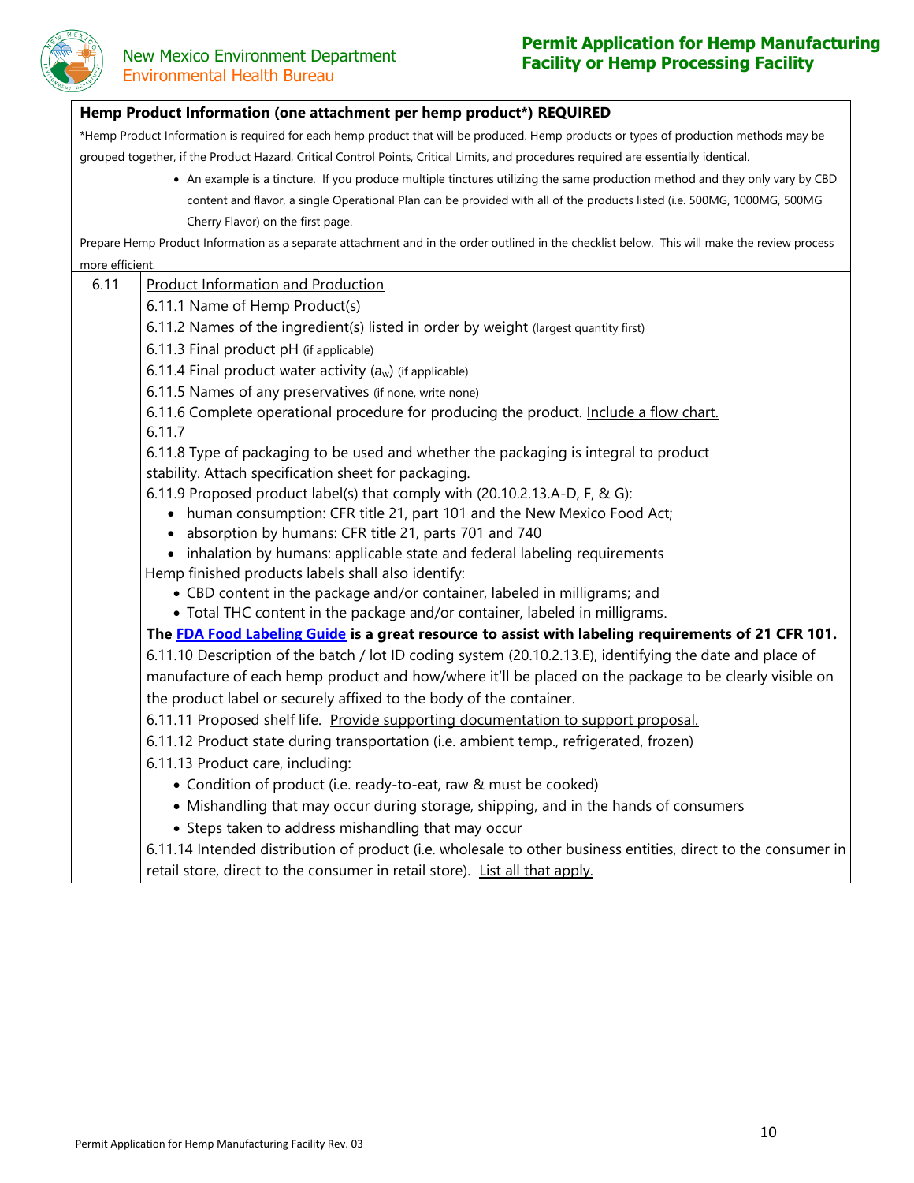**Hemp Product Information (one attachment per hemp product*) REQUIRED**

*Hemp Product Information is required for each hemp product that will be produced. Hemp products or types of production methods may be grouped together, if the Product Hazard, Critical Control Points, Critical Limits, and procedures required are essentially identical.

- An example is a tincture. If you produce multiple tinctures utilizing the same production method and they only vary by CBD content and flavor, a single Operational Plan can be provided with all of the products listed (i.e. 500MG, 1000MG, 500MG Cherry Flavor) on the first page.

Prepare Hemp Product Information as a separate attachment and in the order outlined in the checklist below. This will make the review process more efficient.

**6.11** Product Information and Production

6.11.1 Name of Hemp Product(s)

6.11.2 Names of the ingredient(s) listed in order by weight (largest quantity first)

6.11.3 Final product pH (if applicable)

6.11.4 Final product water activity ($a_w$) (if applicable)

6.11.5 Names of any preservatives (if none, write none)

6.11.6 Complete operational procedure for producing the product. Include a flow chart.

6.11.7

6.11.8 Type of packaging to be used and whether the packaging is integral to product stability. Attach specification sheet for packaging.

6.11.9 Proposed product label(s) that comply with (20.10.2.13.A-D, F, & G):

- human consumption: CFR title 21, part 101 and the New Mexico Food Act;
- absorption by humans: CFR title 21, parts 701 and 740
- inhalation by humans: applicable state and federal labeling requirements

Hemp finished products labels shall also identify:

- CBD content in the package and/or container, labeled in milligrams; and
- Total THC content in the package and/or container, labeled in milligrams.

**The FDA Food Labeling Guide is a great resource to assist with labeling requirements of 21 CFR 101.**

6.11.10 Description of the batch / lot ID coding system (20.10.2.13.E), identifying the date and place of manufacture of each hemp product and how/where it'll be placed on the package to be clearly visible on the product label or securely affixed to the body of the container.

6.11.11 Proposed shelf life. Provide supporting documentation to support proposal.

6.11.12 Product state during transportation (i.e. ambient temp., refrigerated, frozen)

6.11.13 Product care, including:

- Condition of product (i.e. ready-to-eat, raw & must be cooked)
- Mishandling that may occur during storage, shipping, and in the hands of consumers
- Steps taken to address mishandling that may occur

6.11.14 Intended distribution of product (i.e. wholesale to other business entities, direct to the consumer in retail store, direct to the consumer in retail store). List all that apply.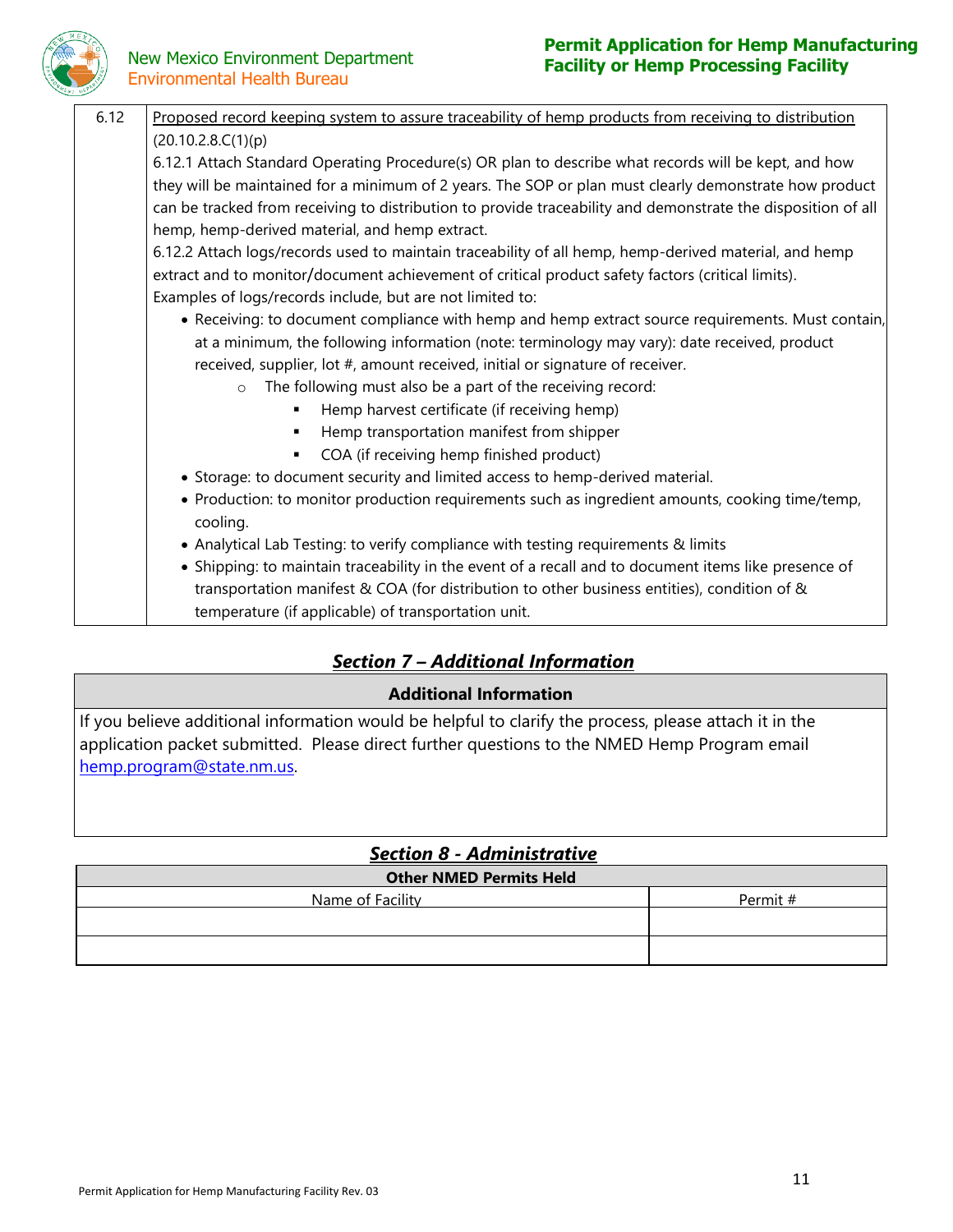| 6.12 | <u>Proposed record keeping system to assure traceability of hemp products from receiving to distribution</u> (20.10.2.8.C(1)(p)) |
| --- | --- |

6.12.1 Attach Standard Operating Procedure(s) OR plan to describe what records will be kept, and how they will be maintained for a minimum of 2 years. The SOP or plan must clearly demonstrate how product can be tracked from receiving to distribution to provide traceability and demonstrate the disposition of all hemp, hemp-derived material, and hemp extract.

6.12.2 Attach logs/records used to maintain traceability of all hemp, hemp-derived material, and hemp extract and to monitor/document achievement of critical product safety factors (critical limits). Examples of logs/records include, but are not limited to:

- Receiving: to document compliance with hemp and hemp extract source requirements. Must contain, at a minimum, the following information (note: terminology may vary): date received, product received, supplier, lot #, amount received, initial or signature of receiver.
  - The following must also be a part of the receiving record:
    - Hemp harvest certificate (if receiving hemp)
    - Hemp transportation manifest from shipper
    - COA (if receiving hemp finished product)
- Storage: to document security and limited access to hemp-derived material.
- Production: to monitor production requirements such as ingredient amounts, cooking time/temp, cooling.
- Analytical Lab Testing: to verify compliance with testing requirements & limits
- Shipping: to maintain traceability in the event of a recall and to document items like presence of transportation manifest & COA (for distribution to other business entities), condition of & temperature (if applicable) of transportation unit.

## *Section 7 – Additional Information*

**Additional Information**

If you believe additional information would be helpful to clarify the process, please attach it in the application packet submitted. Please direct further questions to the NMED Hemp Program email hemp.program@state.nm.us.

## *Section 8 - Administrative*

| **Other NMED Permits Held** | |
| --- | --- |
| Name of Facility | Permit # |
| | |
| | |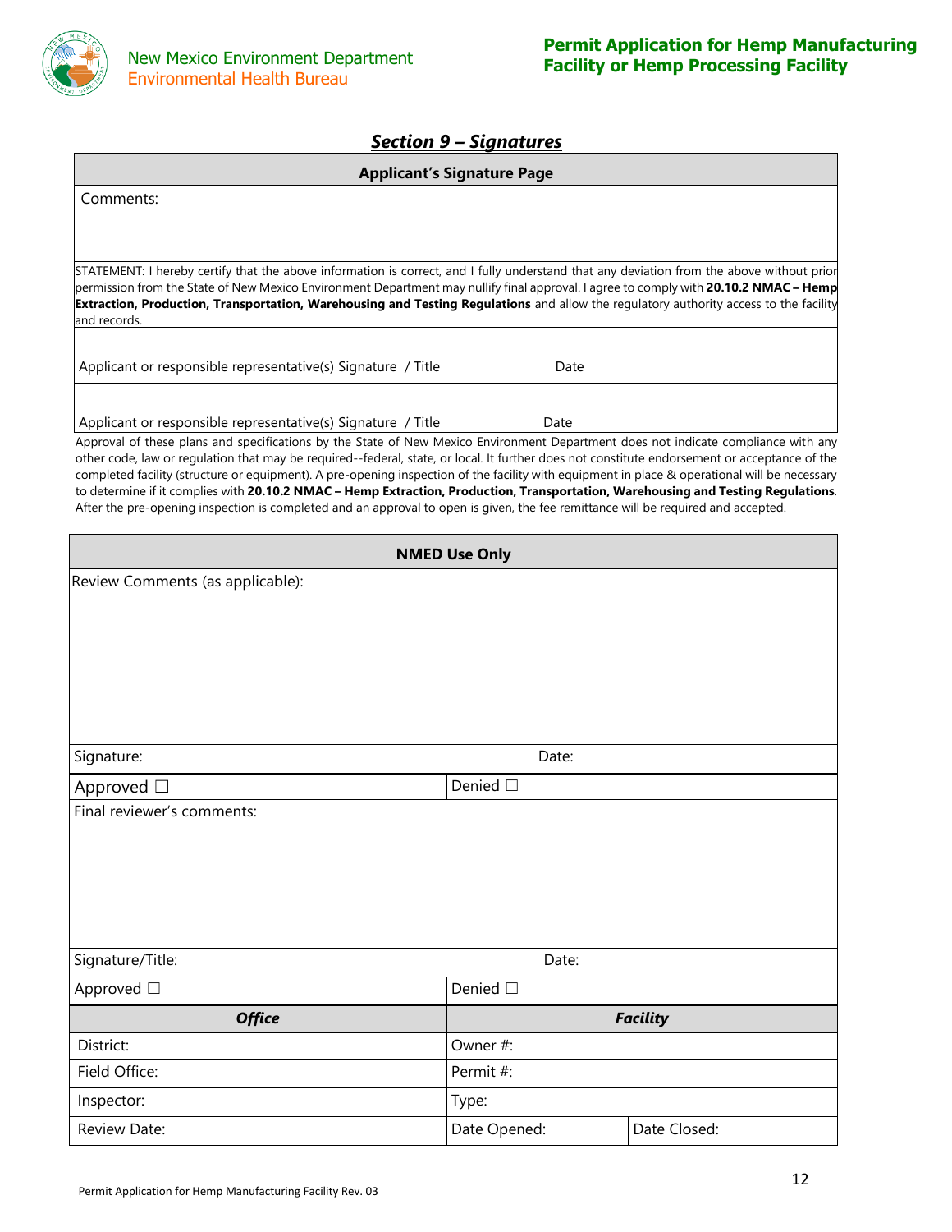## *Section 9 – Signatures*

| **Applicant's Signature Page** |
|---|
| Comments: |
| STATEMENT: I hereby certify that the above information is correct, and I fully understand that any deviation from the above without prior permission from the State of New Mexico Environment Department may nullify final approval. I agree to comply with **20.10.2 NMAC – Hemp Extraction, Production, Transportation, Warehousing and Testing Regulations** and allow the regulatory authority access to the facility and records. |
| Applicant or responsible representative(s) Signature / Title                Date |
| Applicant or responsible representative(s) Signature / Title                Date |

Approval of these plans and specifications by the State of New Mexico Environment Department does not indicate compliance with any other code, law or regulation that may be required--federal, state, or local. It further does not constitute endorsement or acceptance of the completed facility (structure or equipment). A pre-opening inspection of the facility with equipment in place & operational will be necessary to determine if it complies with **20.10.2 NMAC – Hemp Extraction, Production, Transportation, Warehousing and Testing Regulations**. After the pre-opening inspection is completed and an approval to open is given, the fee remittance will be required and accepted.

| **NMED Use Only** | | |
|---|---|---|
| Review Comments (as applicable): | | |
| Signature: | Date: | |
| Approved ☐ | Denied ☐ | |
| Final reviewer's comments: | | |
| Signature/Title: | Date: | |
| Approved ☐ | Denied ☐ | |
| ***Office*** | ***Facility*** | |
| District: | Owner #: | |
| Field Office: | Permit #: | |
| Inspector: | Type: | |
| Review Date: | Date Opened: | Date Closed: |